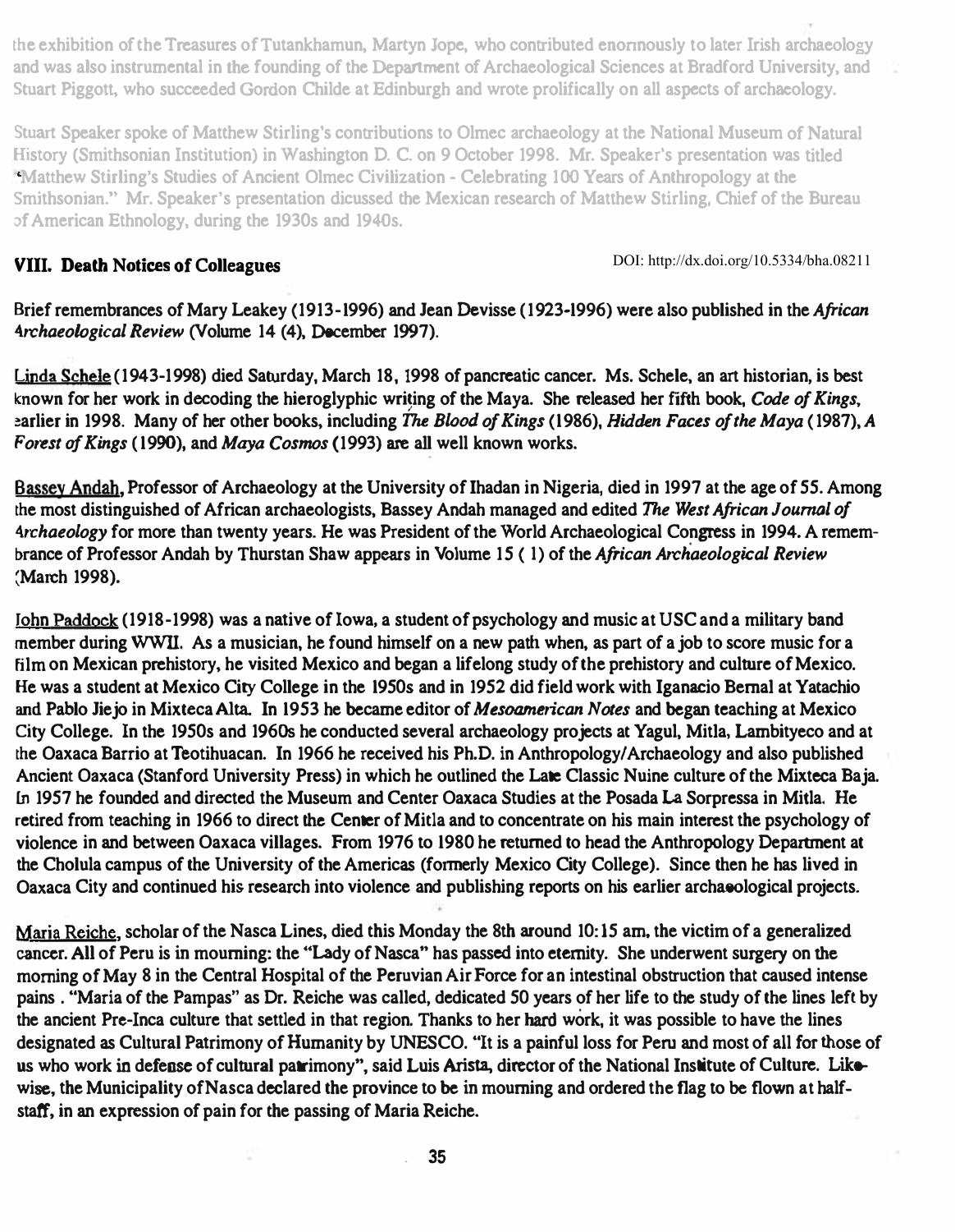the exhibition of the Treasures of Tutankhamun, Martyn Jope, who contributed enormously to later Irish archaeology and was also instrumental in the founding of the Department of Archaeological Sciences at Bradford University, and Stuart Piggott, who succeeded Gordon Childe at Edinburgh and wrote prolifically on all aspects of archaeology.

Stuart Speaker spoke of Matthew Stirling's contributions to Olmec archaeology at the National Museum of Natural History (Smithsonian Institution) in Washington D. C. on 9 October 1998. Mr. Speaker's presentation was titled "Matthew Stirling's Studies of Ancient Olmec Civilization - Celebrating 100 Years of Anthropology at the Smithsonian." Mr. Speaker's presentation dicussed the Mexican research of Matthew Stirling, Chief of the Bureau of American Ethnology, during the 1930s and 1940s.

## VIII. Death Notices of Colleagues

DOI: http://dx.doi.org/10.5334/bha.08211

Brief remembrances of Mary Leakey (1913-1996) and Jean Devisse (1923-1996) were also published in the *African Archaeological Review* (Volume 14 (4), December 1997).

Linda Schele (1943-1998) died Saturday, March 18, 1998 of pancreatic cancer. Ms. Schele, an art historian, is best known for her work in decoding the hieroglyphic writing of the Maya. She released her fifth book, *Code of Kings*, earlier in 1998. Many of her other books, including *The Blood of Kings* (1986), *Hidden Faces of the Maya* (1987), *A Forest of Kings* (1990), and *Maya Cosmos* (1993) are all well known works.

Bassey Andah, Professor of Archaeology at the University of Ihadan in Nigeria, died in 1997 at the age of 55. Among the most distinguished of African archaeologists, Bassey Andah managed and edited *The West African Journal of Archaeology* for more than twenty years. He was President of the World Archaeological Congress in 1994. A remembrance of Professor Andah by Thurstan Shaw appears in Volume 15 (1) of the *African Archaeological Review* (March 1998).

John Paddock (1918-1998) was a native of Iowa, a student of psychology and music at USC and a military band member during WWII. As a musician, he found himself on a new path when, as part of a job to score music for a film on Mexican prehistory, he visited Mexico and began a lifelong study of the prehistory and culture of Mexico. He was a student at Mexico City College in the 1950s and in 1952 did field work with Iganacio Bernal at Yatachio and Pablo Jiejo in Mixteca Alta. In 1953 he became editor of *Mesoamerican Notes* and began teaching at Mexico City College. In the 1950s and 1960s he conducted several archaeology projects at Yagul, Mitla, Lambityeco and at the Oaxaca Barrio at Teotihuacan. In 1966 he received his Ph.D. in Anthropology/Archaeology and also published Ancient Oaxaca (Stanford University Press) in which he outlined the Late Classic Nuine culture of the Mixteca Baja. In 1957 he founded and directed the Museum and Center Oaxaca Studies at the Posada La Sorpressa in Mitla. He retired from teaching in 1966 to direct the Center of Mitla and to concentrate on his main interest the psychology of violence in and between Oaxaca villages. From 1976 to 1980 he returned to head the Anthropology Department at the Cholula campus of the University of the Americas (formerly Mexico City College). Since then he has lived in Oaxaca City and continued his research into violence and publishing reports on his earlier archaeological projects.

Maria Reiche, scholar of the Nasca Lines, died this Monday the 8th around 10:15 am, the victim of a generalized cancer. All of Peru is in mourning: the "Lady of Nasca" has passed into eternity. She underwent surgery on the morning of May 8 in the Central Hospital of the Peruvian Air Force for an intestinal obstruction that caused intense pains . "Maria of the Pampas" as Dr. Reiche was called, dedicated 50 years of her life to the study of the lines left by the ancient Pre-Inca culture that settled in that region. Thanks to her hard work, it was possible to have the lines designated as Cultural Patrimony of Humanity by UNESCO. "It is a painful loss for Peru and most of all for those of us who work in defense of cultural patrimony", said Luis Arista, director of the National Institute of Culture. Likewise, the Municipality of Nasca declared the province to be in mourning and ordered the flag to be flown at half-staff, in an expression of pain for the passing of Maria Reiche.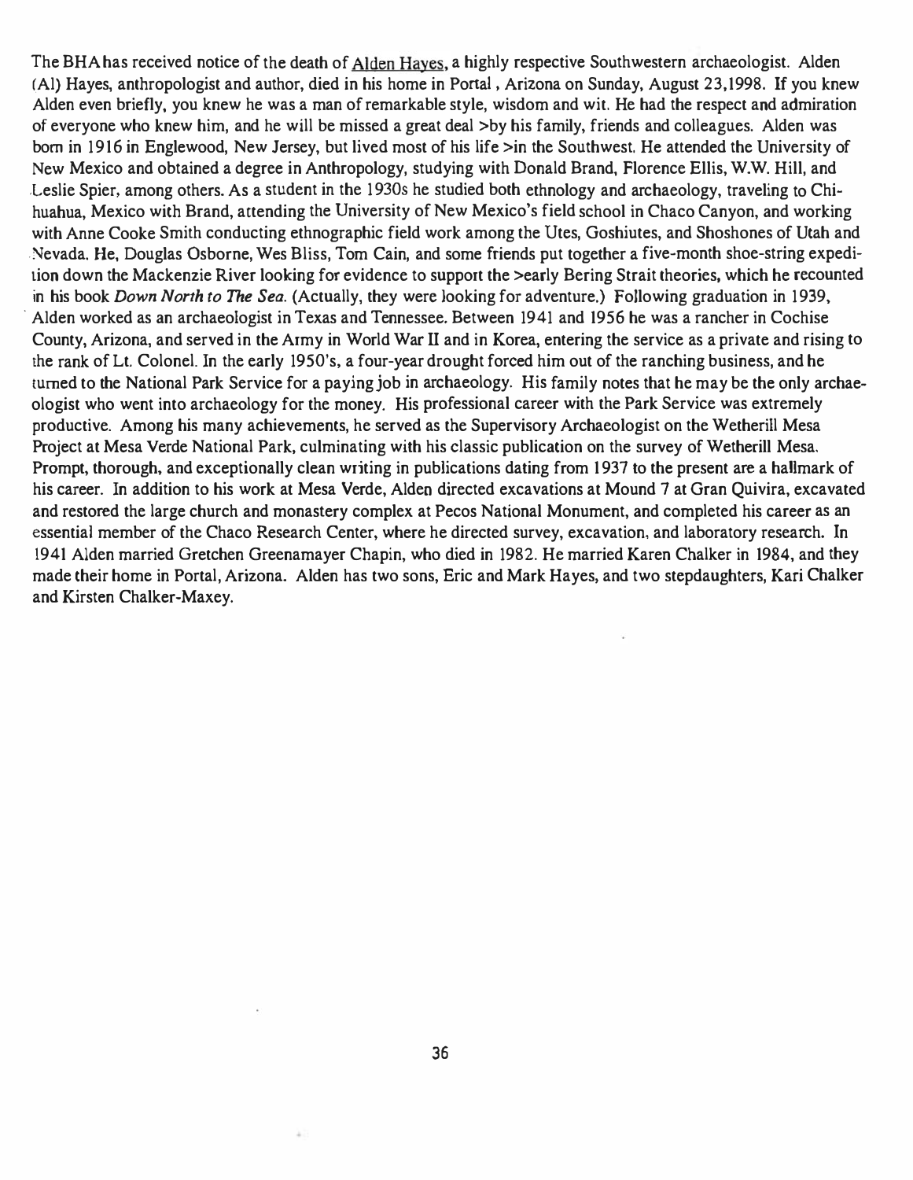The BHA has received notice of the death of Alden Hayes, a highly respective Southwestern archaeologist. Alden (Al) Hayes, anthropologist and author, died in his home in Portal , Arizona on Sunday, August 23,1998. If you knew Alden even briefly, you knew he was a man of remarkable style, wisdom and wit. He had the respect and admiration of everyone who knew him, and he will be missed a great deal >by his family, friends and colleagues. Alden was born in 1916 in Englewood, New Jersey, but lived most of his life >in the Southwest. He attended the University of New Mexico and obtained a degree in Anthropology, studying with Donald Brand, Florence Ellis, W.W. Hill, and Leslie Spier, among others. As a student in the 1930s he studied both ethnology and archaeology, traveling to Chihuahua, Mexico with Brand, attending the University of New Mexico's field school in Chaco Canyon, and working with Anne Cooke Smith conducting ethnographic field work among the Utes, Goshiutes, and Shoshones of Utah and Nevada. He, Douglas Osborne, Wes Bliss, Tom Cain, and some friends put together a five-month shoe-string expedition down the Mackenzie River looking for evidence to support the >early Bering Strait theories, which he recounted in his book *Down North to The Sea.* (Actually, they were looking for adventure.) Following graduation in 1939, Alden worked as an archaeologist in Texas and Tennessee. Between 1941 and 1956 he was a rancher in Cochise County, Arizona, and served in the Army in World War II and in Korea, entering the service as a private and rising to the rank of Lt. Colonel. In the early 1950's, a four-year drought forced him out of the ranching business, and he turned to the National Park Service for a paying job in archaeology. His family notes that he may be the only archaeologist who went into archaeology for the money. His professional career with the Park Service was extremely productive. Among his many achievements, he served as the Supervisory Archaeologist on the Wetherill Mesa Project at Mesa Verde National Park, culminating with his classic publication on the survey of Wetherill Mesa. Prompt, thorough, and exceptionally clean writing in publications dating from 1937 to the present are a hallmark of his career. In addition to his work at Mesa Verde, Alden directed excavations at Mound 7 at Gran Quivira, excavated and restored the large church and monastery complex at Pecos National Monument, and completed his career as an essential member of the Chaco Research Center, where he directed survey, excavation, and laboratory research. In 1941 Alden married Gretchen Greenamayer Chapin, who died in 1982. He married Karen Chalker in 1984, and they made their home in Portal, Arizona. Alden has two sons, Eric and Mark Hayes, and two stepdaughters, Kari Chalker and Kirsten Chalker-Maxey.